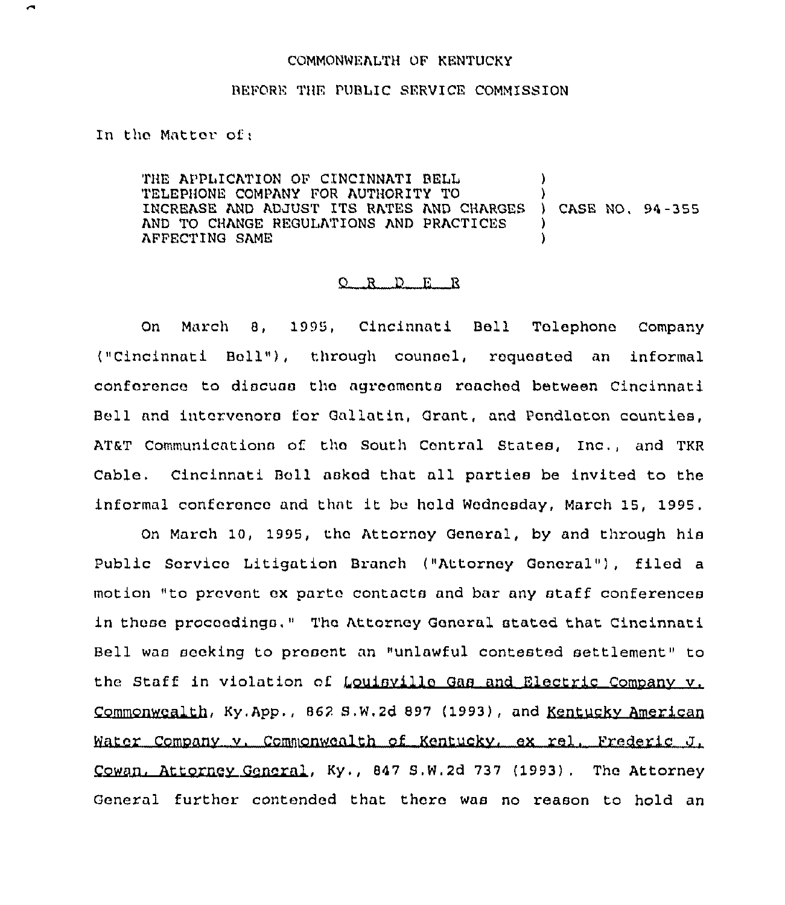COMMONWEALTH OF KENTUCKY

BEFORE THE PUBLIC SERVICE COMMISSION

In the Matter of:

| | | |
|---|---|---|
| THE APPLICATION OF CINCINNATI BELL TELEPHONE COMPANY FOR AUTHORITY TO INCREASE AND ADJUST ITS RATES AND CHARGES AND TO CHANGE REGULATIONS AND PRACTICES AFFECTING SAME | ) | CASE NO. 94-355 |

O R D E R

On March 8, 1995, Cincinnati Bell Telephone Company ("Cincinnati Bell"), through counsel, requested an informal conference to discuss the agreements reached between Cincinnati Bell and intervenors for Gallatin, Grant, and Pendleton counties, AT&T Communications of the South Central States, Inc., and TKR Cable. Cincinnati Bell asked that all parties be invited to the informal conference and that it be held Wednesday, March 15, 1995.

On March 10, 1995, the Attorney General, by and through his Public Service Litigation Branch ("Attorney General"), filed a motion "to prevent ex parte contacts and bar any staff conferences in these proceedings." The Attorney General stated that Cincinnati Bell was seeking to present an "unlawful contested settlement" to the Staff in violation of Louisville Gas and Electric Company v. Commonwealth, Ky.App., 862 S.W.2d 897 (1993), and Kentucky American Water Company v. Commonwealth of Kentucky, ex rel. Frederic J. Cowan, Attorney General, Ky., 847 S.W.2d 737 (1993). The Attorney General further contended that there was no reason to hold an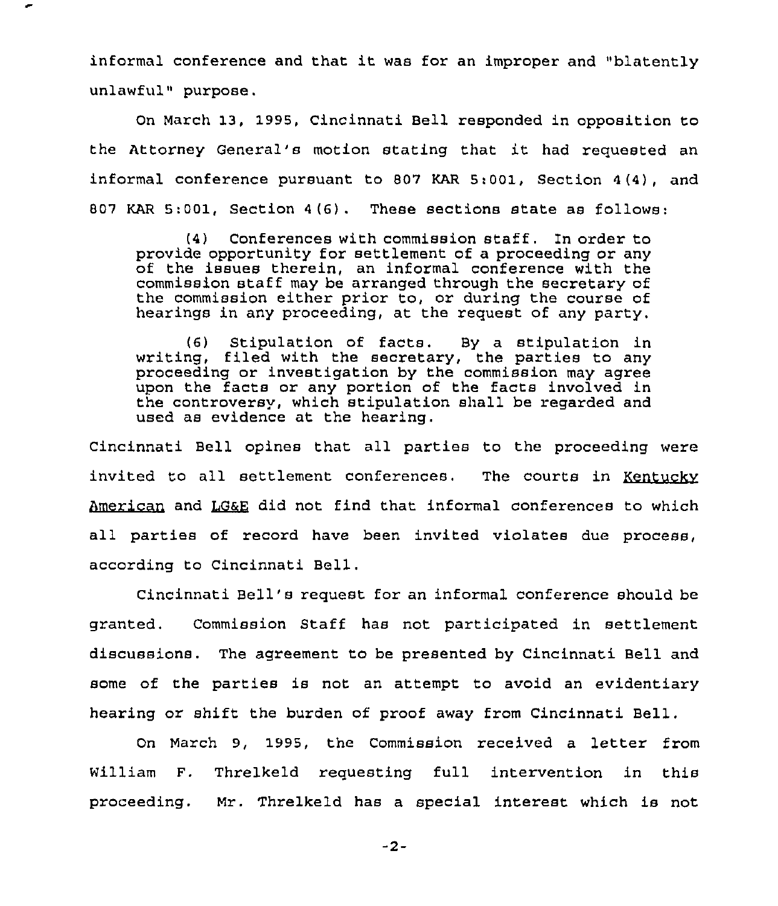informal conference and that it was for an improper and "blatently unlawful" purpose.

On March 13, 1995, Cincinnati Bell responded in opposition to the Attorney General's motion stating that it had requested an informal conference pursuant to 807 KAR 5:001, Section 4(4), and 807 KAR 5:001, Section 4(6). These sections state as follows:

> (4) Conferences with commission staff. In order to provide opportunity for settlement of a proceeding or any of the issues therein, an informal conference with the commission staff may be arranged through the secretary of the commission either prior to, or during the course of hearings in any proceeding, at the request of any party.
>
> (6) Stipulation of facts. By a stipulation in writing, filed with the secretary, the parties to any proceeding or investigation by the commission may agree upon the facts or any portion of the facts involved in the controversy, which stipulation shall be regarded and used as evidence at the hearing.

Cincinnati Bell opines that all parties to the proceeding were invited to all settlement conferences. The courts in Kentucky American and LG&E did not find that informal conferences to which all parties of record have been invited violates due process, according to Cincinnati Bell.

Cincinnati Bell's request for an informal conference should be granted. Commission Staff has not participated in settlement discussions. The agreement to be presented by Cincinnati Bell and some of the parties is not an attempt to avoid an evidentiary hearing or shift the burden of proof away from Cincinnati Bell.

On March 9, 1995, the Commission received a letter from William F. Threlkeld requesting full intervention in this proceeding. Mr. Threlkeld has a special interest which is not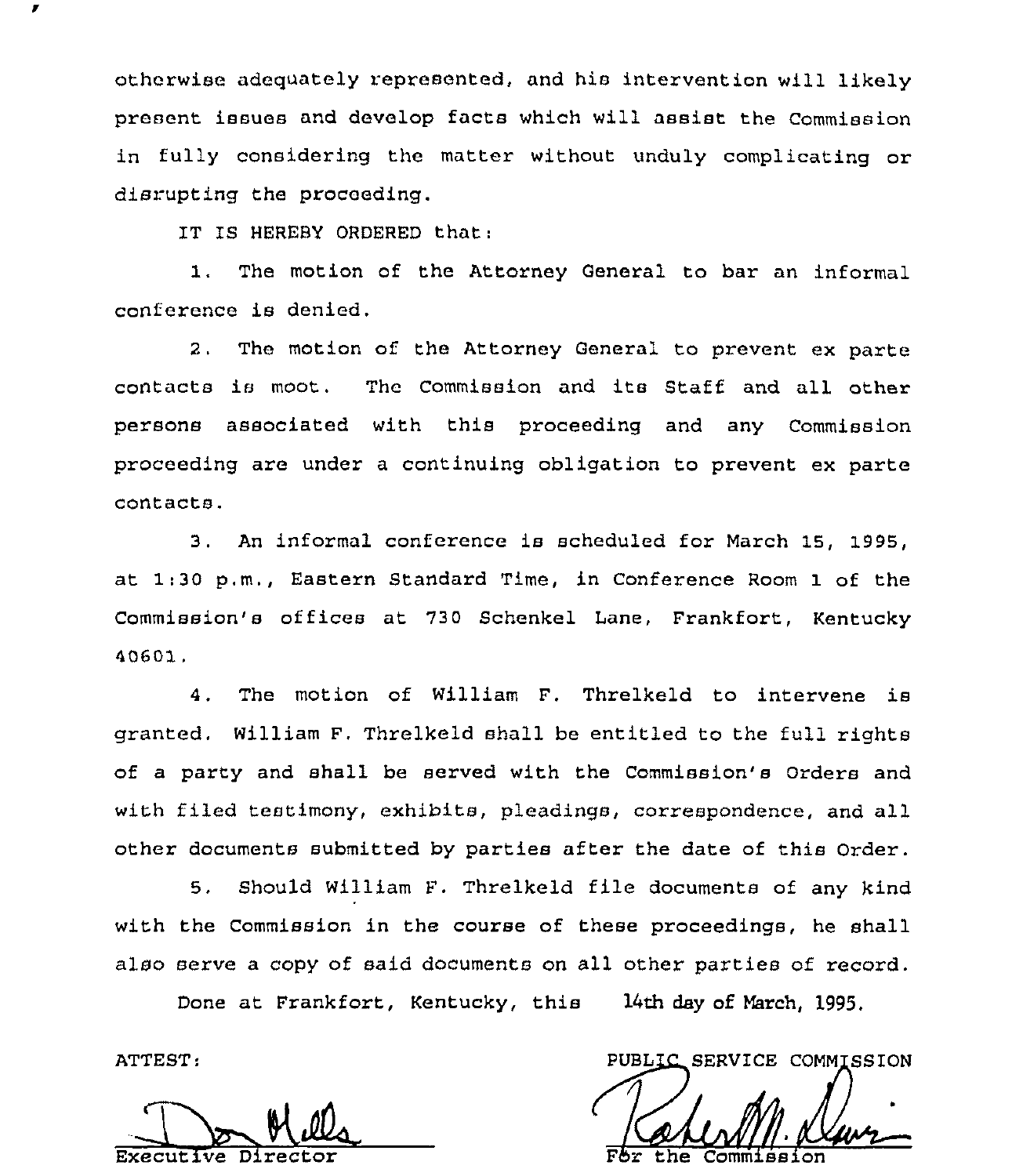otherwise adequately represented, and his intervention will likely present issues and develop facts which will assist the Commission in fully considering the matter without unduly complicating or disrupting the proceeding.

IT IS HEREBY ORDERED that:

1. The motion of the Attorney General to bar an informal conference is denied.

2. The motion of the Attorney General to prevent ex parte contacts is moot. The Commission and its Staff and all other persons associated with this proceeding and any Commission proceeding are under a continuing obligation to prevent ex parte contacts.

3. An informal conference is scheduled for March 15, 1995, at 1:30 p.m., Eastern Standard Time, in Conference Room 1 of the Commission's offices at 730 Schenkel Lane, Frankfort, Kentucky 40601.

4. The motion of William F. Threlkeld to intervene is granted. William F. Threlkeld shall be entitled to the full rights of a party and shall be served with the Commission's Orders and with filed testimony, exhibits, pleadings, correspondence, and all other documents submitted by parties after the date of this Order.

5. Should William F. Threlkeld file documents of any kind with the Commission in the course of these proceedings, he shall also serve a copy of said documents on all other parties of record.

Done at Frankfort, Kentucky, this 14th day of March, 1995.

ATTEST:

Executive Director

PUBLIC SERVICE COMMISSION

For the Commission